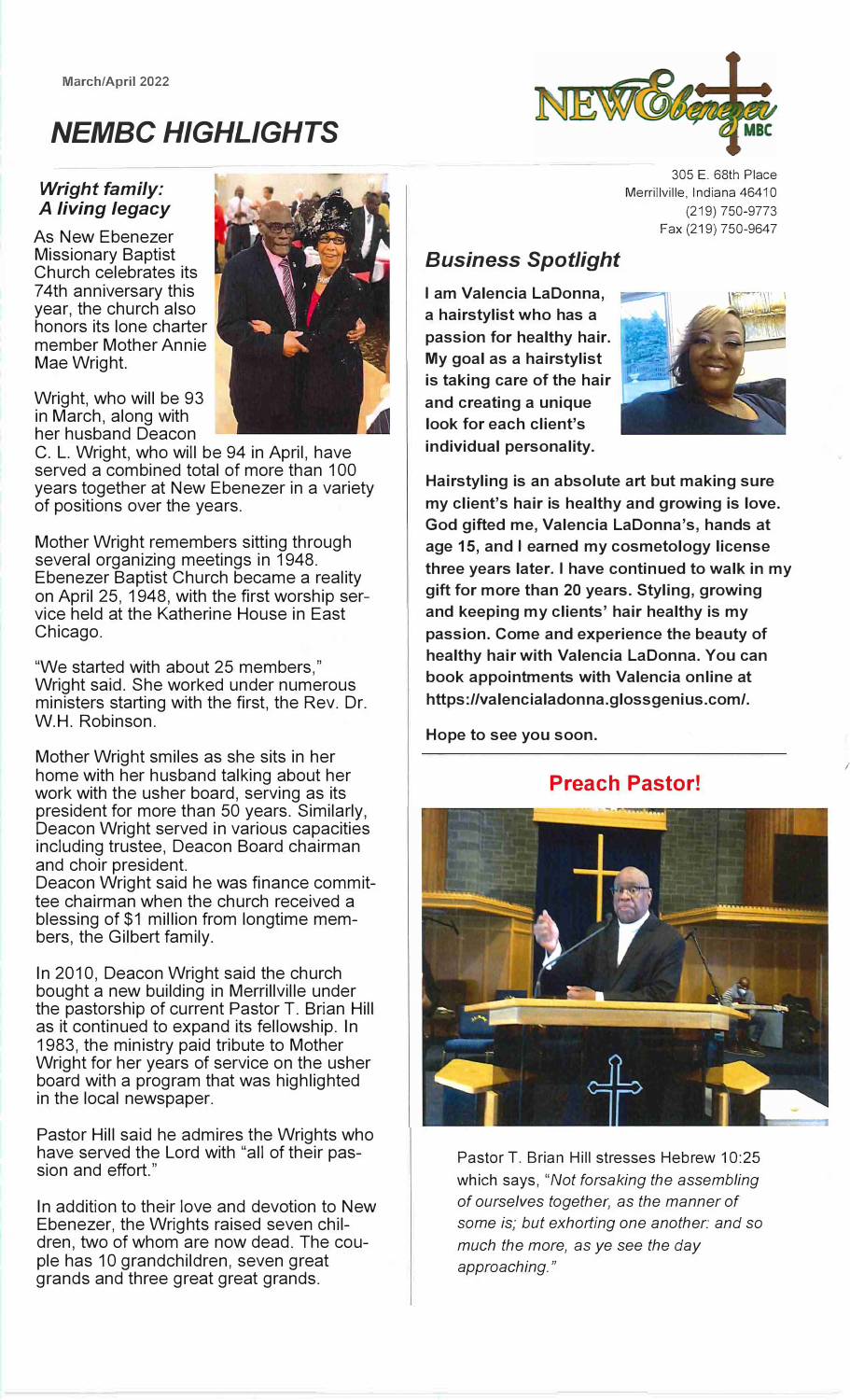March/April 2022

# NEMBC HIGHLIGHTS

305 E. 68th Place
Merrillville, Indiana 46410
(219) 750-9773
Fax (219) 750-9647

## *Wright family: A living legacy*

As New Ebenezer Missionary Baptist Church celebrates its 74th anniversary this year, the church also honors its lone charter member Mother Annie Mae Wright.

Wright, who will be 93 in March, along with her husband Deacon C. L. Wright, who will be 94 in April, have served a combined total of more than 100 years together at New Ebenezer in a variety of positions over the years.

Mother Wright remembers sitting through several organizing meetings in 1948. Ebenezer Baptist Church became a reality on April 25, 1948, with the first worship service held at the Katherine House in East Chicago.

"We started with about 25 members," Wright said. She worked under numerous ministers starting with the first, the Rev. Dr. W.H. Robinson.

Mother Wright smiles as she sits in her home with her husband talking about her work with the usher board, serving as its president for more than 50 years. Similarly, Deacon Wright served in various capacities including trustee, Deacon Board chairman and choir president.
Deacon Wright said he was finance committee chairman when the church received a blessing of $1 million from longtime members, the Gilbert family.

In 2010, Deacon Wright said the church bought a new building in Merrillville under the pastorship of current Pastor T. Brian Hill as it continued to expand its fellowship. In 1983, the ministry paid tribute to Mother Wright for her years of service on the usher board with a program that was highlighted in the local newspaper.

Pastor Hill said he admires the Wrights who have served the Lord with "all of their passion and effort."

In addition to their love and devotion to New Ebenezer, the Wrights raised seven children, two of whom are now dead. The couple has 10 grandchildren, seven great grands and three great great grands.

## *Business Spotlight*

**I am Valencia LaDonna, a hairstylist who has a passion for healthy hair. My goal as a hairstylist is taking care of the hair and creating a unique look for each client's individual personality.**

**Hairstyling is an absolute art but making sure my client's hair is healthy and growing is love. God gifted me, Valencia LaDonna's, hands at age 15, and I earned my cosmetology license three years later. I have continued to walk in my gift for more than 20 years. Styling, growing and keeping my clients' hair healthy is my passion. Come and experience the beauty of healthy hair with Valencia LaDonna. You can book appointments with Valencia online at https://valencialadonna.glossgenius.com/.**

**Hope to see you soon.**

## Preach Pastor!

Pastor T. Brian Hill stresses Hebrew 10:25 which says, *"Not forsaking the assembling of ourselves together, as the manner of some is; but exhorting one another: and so much the more, as ye see the day approaching."*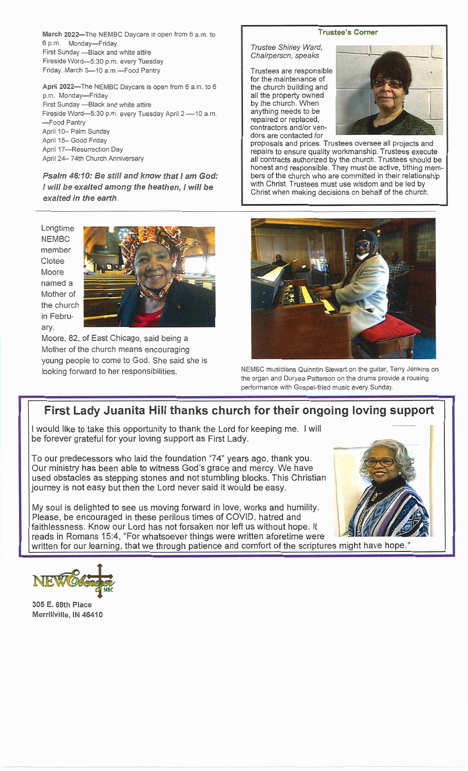**March 2022**—The NEMBC Daycare is open from 6 a.m. to 6 p.m. Monday—Friday
First Sunday —Black and white attire
Fireside Word—5:30 p.m. every Tuesday
Friday. March 5—10 a.m.—Food Pantry

**April 2022**—The NEMBC Daycare is open from 6 a.m. to 6 p.m. Monday—Friday
First Sunday —Black and white attire
Fireside Word—5:30 p.m. every Tuesday April 2 —10 a.m. —Food Pantry
April 10– Palm Sunday
April 15– Good Friday
April 17—Resurrection Day
April 24– 74th Church Anniversary

***Psalm 46:10: Be still and know that I am God: I will be exalted among the heathen, I will be exalted in the earth.***

## Trustee's Corner

*Trustee Shirley Ward, Chairperson, speaks*

Trustees are responsible for the maintenance of the church building and all the property owned by the church. When anything needs to be repaired or replaced, contractors and/or vendors are contacted for proposals and prices. Trustees oversee all projects and repairs to ensure quality workmanship. Trustees execute all contracts authorized by the church. Trustees should be honest and responsible. They must be active, tithing members of the church who are committed in their relationship with Christ. Trustees must use wisdom and be led by Christ when making decisions on behalf of the church.

Longtime NEMBC member Clotee Moore named a Mother of the church in February.

Moore, 82, of East Chicago, said being a Mother of the church means encouraging young people to come to God. She said she is looking forward to her responsibilities.

NEMBC musicians Quinntin Stewart on the guitar, Terry Jenkins on the organ and Duryea Patterson on the drums provide a rousing performance with Gospel-filled music every Sunday.

## First Lady Juanita Hill thanks church for their ongoing loving support

I would like to take this opportunity to thank the Lord for keeping me. I will be forever grateful for your loving support as First Lady.

To our predecessors who laid the foundation "74" years ago, thank you. Our ministry has been able to witness God's grace and mercy. We have used obstacles as stepping stones and not stumbling blocks. This Christian journey is not easy but then the Lord never said it would be easy.

My soul is delighted to see us moving forward in love, works and humility. Please, be encouraged in these perilous times of COVID, hatred and faithlessness. Know our Lord has not forsaken nor left us without hope. It reads in Romans 15:4, "For whatsoever things were written aforetime were written for our learning, that we through patience and comfort of the scriptures might have hope."

NEW Ebenezer MBC

**305 E. 68th Place**
**Merrillville, IN 46410**